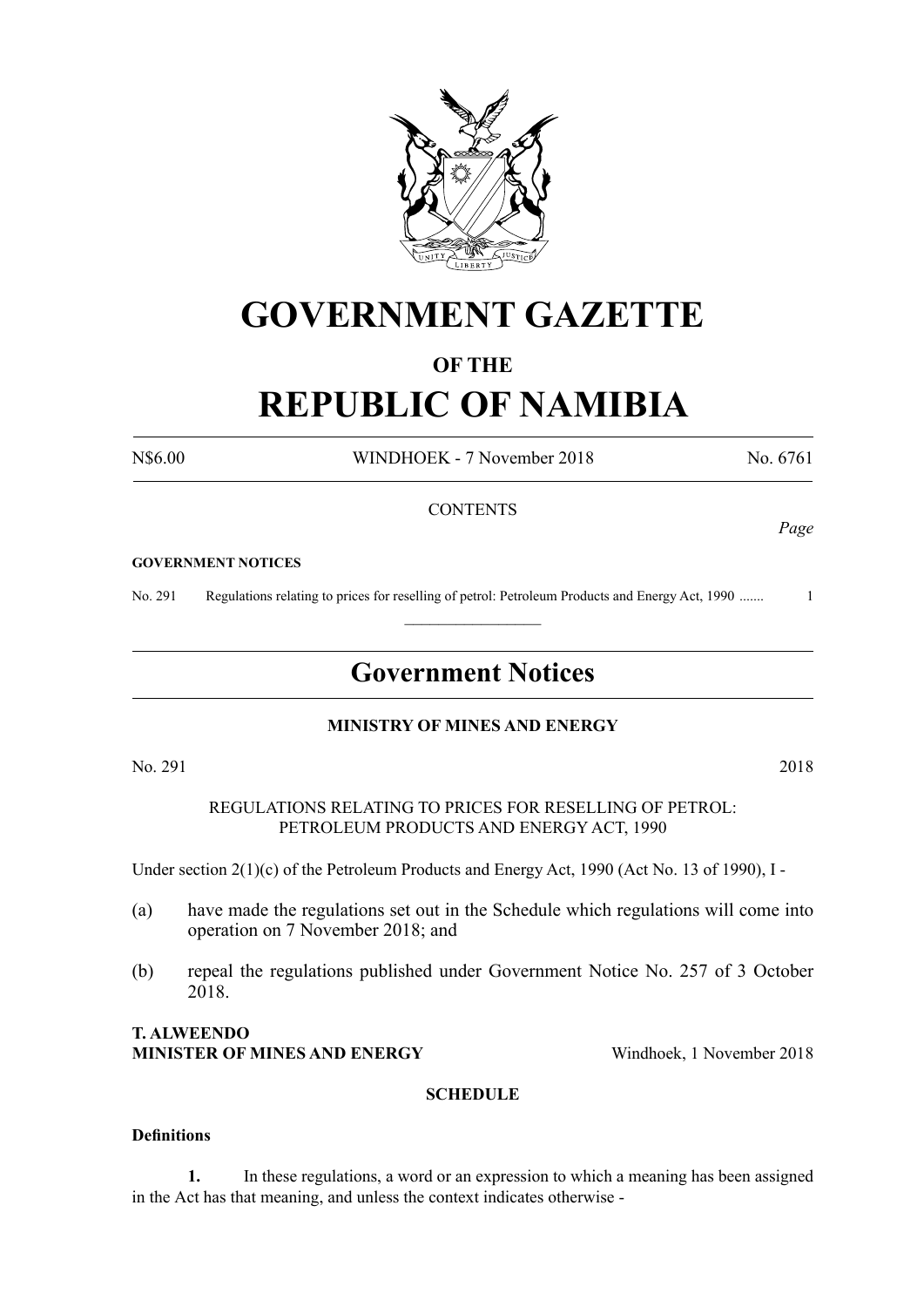# GOVERNMENT GAZETTE

## OF THE

# REPUBLIC OF NAMIBIA

N$6.00 WINDHOEK - 7 November 2018 No. 6761

CONTENTS

*Page*

**GOVERNMENT NOTICES**

No. 291 Regulations relating to prices for reselling of petrol: Petroleum Products and Energy Act, 1990 ....... 1

## Government Notices

**MINISTRY OF MINES AND ENERGY**

No. 291 2018

REGULATIONS RELATING TO PRICES FOR RESELLING OF PETROL: PETROLEUM PRODUCTS AND ENERGY ACT, 1990

Under section 2(1)(c) of the Petroleum Products and Energy Act, 1990 (Act No. 13 of 1990), I -

(a) have made the regulations set out in the Schedule which regulations will come into operation on 7 November 2018; and

(b) repeal the regulations published under Government Notice No. 257 of 3 October 2018.

**T. ALWEENDO**
**MINISTER OF MINES AND ENERGY** Windhoek, 1 November 2018

**SCHEDULE**

**Definitions**

**1.** In these regulations, a word or an expression to which a meaning has been assigned in the Act has that meaning, and unless the context indicates otherwise -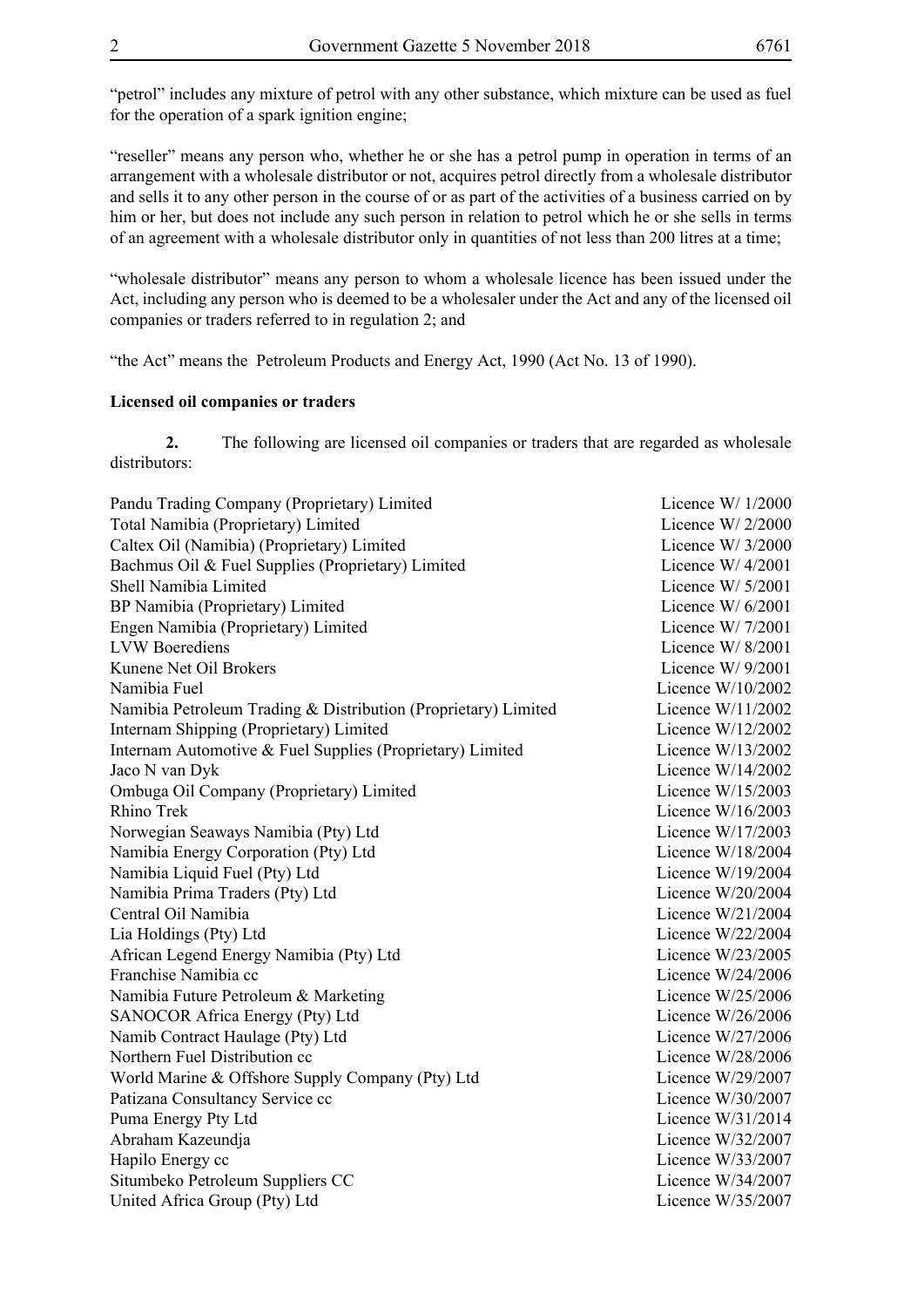"petrol" includes any mixture of petrol with any other substance, which mixture can be used as fuel for the operation of a spark ignition engine;

"reseller" means any person who, whether he or she has a petrol pump in operation in terms of an arrangement with a wholesale distributor or not, acquires petrol directly from a wholesale distributor and sells it to any other person in the course of or as part of the activities of a business carried on by him or her, but does not include any such person in relation to petrol which he or she sells in terms of an agreement with a wholesale distributor only in quantities of not less than 200 litres at a time;

"wholesale distributor" means any person to whom a wholesale licence has been issued under the Act, including any person who is deemed to be a wholesaler under the Act and any of the licensed oil companies or traders referred to in regulation 2; and

"the Act" means the Petroleum Products and Energy Act, 1990 (Act No. 13 of 1990).

**Licensed oil companies or traders**

**2.** The following are licensed oil companies or traders that are regarded as wholesale distributors:

| | |
|---|---|
| Pandu Trading Company (Proprietary) Limited | Licence W/ 1/2000 |
| Total Namibia (Proprietary) Limited | Licence W/ 2/2000 |
| Caltex Oil (Namibia) (Proprietary) Limited | Licence W/ 3/2000 |
| Bachmus Oil & Fuel Supplies (Proprietary) Limited | Licence W/ 4/2001 |
| Shell Namibia Limited | Licence W/ 5/2001 |
| BP Namibia (Proprietary) Limited | Licence W/ 6/2001 |
| Engen Namibia (Proprietary) Limited | Licence W/ 7/2001 |
| LVW Boerediens | Licence W/ 8/2001 |
| Kunene Net Oil Brokers | Licence W/ 9/2001 |
| Namibia Fuel | Licence W/10/2002 |
| Namibia Petroleum Trading & Distribution (Proprietary) Limited | Licence W/11/2002 |
| Internam Shipping (Proprietary) Limited | Licence W/12/2002 |
| Internam Automotive & Fuel Supplies (Proprietary) Limited | Licence W/13/2002 |
| Jaco N van Dyk | Licence W/14/2002 |
| Ombuga Oil Company (Proprietary) Limited | Licence W/15/2003 |
| Rhino Trek | Licence W/16/2003 |
| Norwegian Seaways Namibia (Pty) Ltd | Licence W/17/2003 |
| Namibia Energy Corporation (Pty) Ltd | Licence W/18/2004 |
| Namibia Liquid Fuel (Pty) Ltd | Licence W/19/2004 |
| Namibia Prima Traders (Pty) Ltd | Licence W/20/2004 |
| Central Oil Namibia | Licence W/21/2004 |
| Lia Holdings (Pty) Ltd | Licence W/22/2004 |
| African Legend Energy Namibia (Pty) Ltd | Licence W/23/2005 |
| Franchise Namibia cc | Licence W/24/2006 |
| Namibia Future Petroleum & Marketing | Licence W/25/2006 |
| SANOCOR Africa Energy (Pty) Ltd | Licence W/26/2006 |
| Namib Contract Haulage (Pty) Ltd | Licence W/27/2006 |
| Northern Fuel Distribution cc | Licence W/28/2006 |
| World Marine & Offshore Supply Company (Pty) Ltd | Licence W/29/2007 |
| Patizana Consultancy Service cc | Licence W/30/2007 |
| Puma Energy Pty Ltd | Licence W/31/2014 |
| Abraham Kazeundja | Licence W/32/2007 |
| Hapilo Energy cc | Licence W/33/2007 |
| Situmbeko Petroleum Suppliers CC | Licence W/34/2007 |
| United Africa Group (Pty) Ltd | Licence W/35/2007 |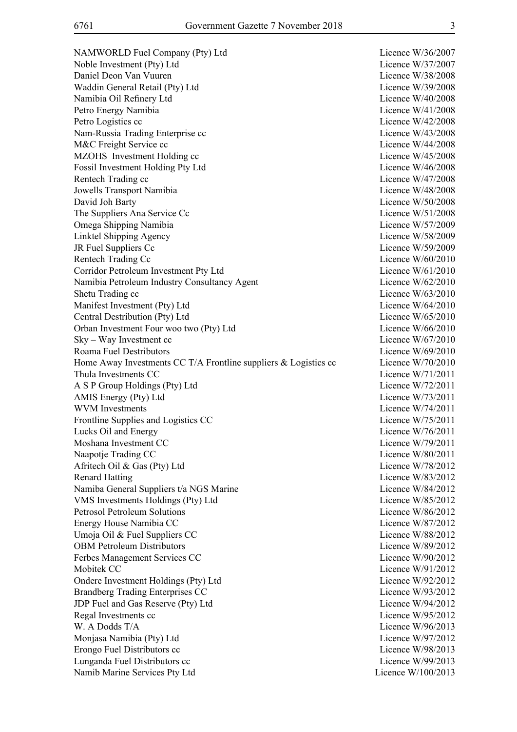| | |
|---|---|
| NAMWORLD Fuel Company (Pty) Ltd | Licence W/36/2007 |
| Noble Investment (Pty) Ltd | Licence W/37/2007 |
| Daniel Deon Van Vuuren | Licence W/38/2008 |
| Waddin General Retail (Pty) Ltd | Licence W/39/2008 |
| Namibia Oil Refinery Ltd | Licence W/40/2008 |
| Petro Energy Namibia | Licence W/41/2008 |
| Petro Logistics cc | Licence W/42/2008 |
| Nam-Russia Trading Enterprise cc | Licence W/43/2008 |
| M&C Freight Service cc | Licence W/44/2008 |
| MZOHS Investment Holding cc | Licence W/45/2008 |
| Fossil Investment Holding Pty Ltd | Licence W/46/2008 |
| Rentech Trading cc | Licence W/47/2008 |
| Jowells Transport Namibia | Licence W/48/2008 |
| David Joh Barty | Licence W/50/2008 |
| The Suppliers Ana Service Cc | Licence W/51/2008 |
| Omega Shipping Namibia | Licence W/57/2009 |
| Linktel Shipping Agency | Licence W/58/2009 |
| JR Fuel Suppliers Cc | Licence W/59/2009 |
| Rentech Trading Cc | Licence W/60/2010 |
| Corridor Petroleum Investment Pty Ltd | Licence W/61/2010 |
| Namibia Petroleum Industry Consultancy Agent | Licence W/62/2010 |
| Shetu Trading cc | Licence W/63/2010 |
| Manifest Investment (Pty) Ltd | Licence W/64/2010 |
| Central Destribution (Pty) Ltd | Licence W/65/2010 |
| Orban Investment Four woo two (Pty) Ltd | Licence W/66/2010 |
| Sky – Way Investment cc | Licence W/67/2010 |
| Roama Fuel Destributors | Licence W/69/2010 |
| Home Away Investments CC T/A Frontline suppliers & Logistics cc | Licence W/70/2010 |
| Thula Investments CC | Licence W/71/2011 |
| A S P Group Holdings (Pty) Ltd | Licence W/72/2011 |
| AMIS Energy (Pty) Ltd | Licence W/73/2011 |
| WVM Investments | Licence W/74/2011 |
| Frontline Supplies and Logistics CC | Licence W/75/2011 |
| Lucks Oil and Energy | Licence W/76/2011 |
| Moshana Investment CC | Licence W/79/2011 |
| Naapotje Trading CC | Licence W/80/2011 |
| Afritech Oil & Gas (Pty) Ltd | Licence W/78/2012 |
| Renard Hatting | Licence W/83/2012 |
| Namiba General Suppliers t/a NGS Marine | Licence W/84/2012 |
| VMS Investments Holdings (Pty) Ltd | Licence W/85/2012 |
| Petrosol Petroleum Solutions | Licence W/86/2012 |
| Energy House Namibia CC | Licence W/87/2012 |
| Umoja Oil & Fuel Suppliers CC | Licence W/88/2012 |
| OBM Petroleum Distributors | Licence W/89/2012 |
| Ferbes Management Services CC | Licence W/90/2012 |
| Mobitek CC | Licence W/91/2012 |
| Ondere Investment Holdings (Pty) Ltd | Licence W/92/2012 |
| Brandberg Trading Enterprises CC | Licence W/93/2012 |
| JDP Fuel and Gas Reserve (Pty) Ltd | Licence W/94/2012 |
| Regal Investments cc | Licence W/95/2012 |
| W. A Dodds T/A | Licence W/96/2013 |
| Monjasa Namibia (Pty) Ltd | Licence W/97/2012 |
| Erongo Fuel Distributors cc | Licence W/98/2013 |
| Lunganda Fuel Distributors cc | Licence W/99/2013 |
| Namib Marine Services Pty Ltd | Licence W/100/2013 |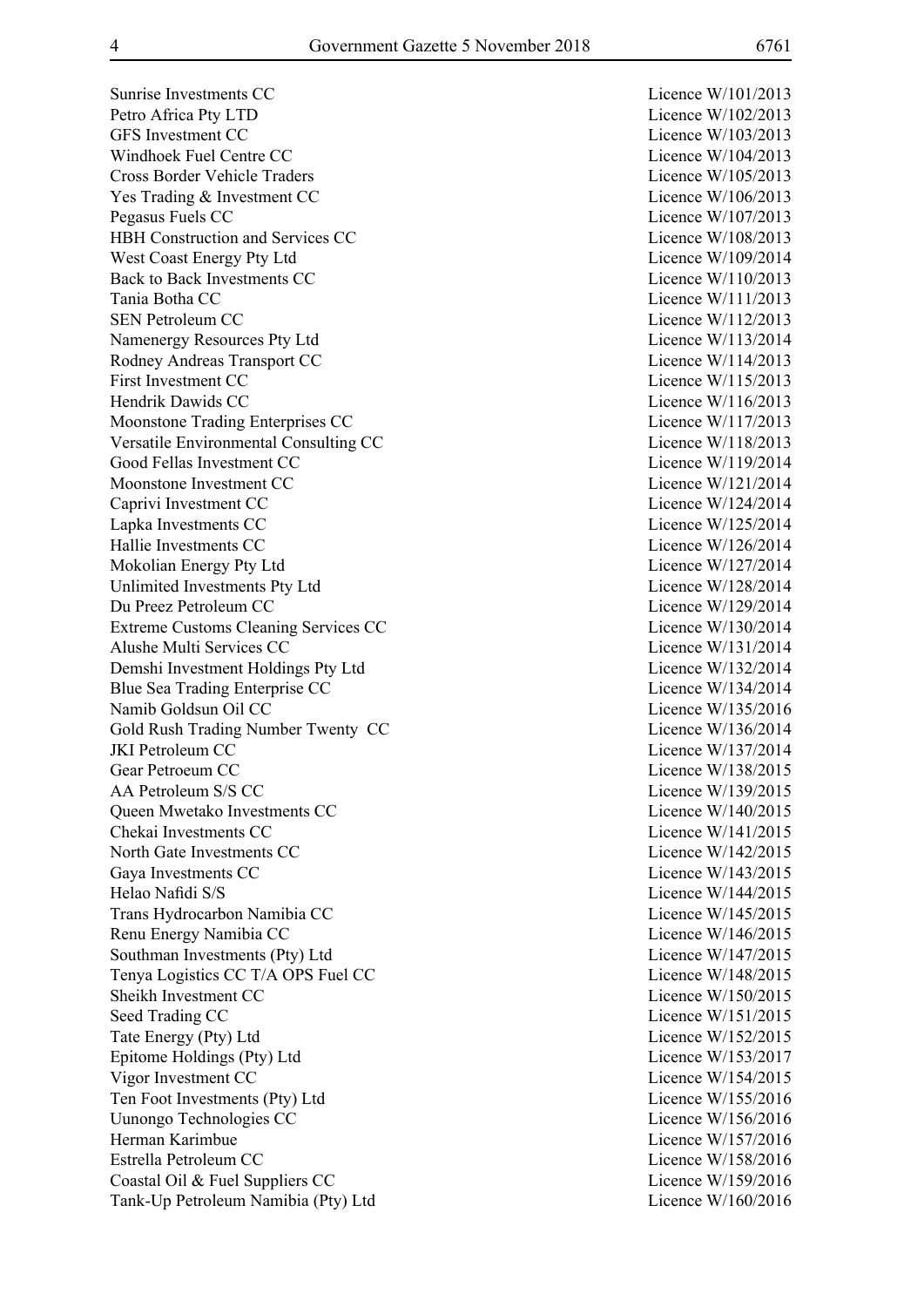| | |
|---|---|
| Sunrise Investments CC | Licence W/101/2013 |
| Petro Africa Pty LTD | Licence W/102/2013 |
| GFS Investment CC | Licence W/103/2013 |
| Windhoek Fuel Centre CC | Licence W/104/2013 |
| Cross Border Vehicle Traders | Licence W/105/2013 |
| Yes Trading & Investment CC | Licence W/106/2013 |
| Pegasus Fuels CC | Licence W/107/2013 |
| HBH Construction and Services CC | Licence W/108/2013 |
| West Coast Energy Pty Ltd | Licence W/109/2014 |
| Back to Back Investments CC | Licence W/110/2013 |
| Tania Botha CC | Licence W/111/2013 |
| SEN Petroleum CC | Licence W/112/2013 |
| Namenergy Resources Pty Ltd | Licence W/113/2014 |
| Rodney Andreas Transport CC | Licence W/114/2013 |
| First Investment CC | Licence W/115/2013 |
| Hendrik Dawids CC | Licence W/116/2013 |
| Moonstone Trading Enterprises CC | Licence W/117/2013 |
| Versatile Environmental Consulting CC | Licence W/118/2013 |
| Good Fellas Investment CC | Licence W/119/2014 |
| Moonstone Investment CC | Licence W/121/2014 |
| Caprivi Investment CC | Licence W/124/2014 |
| Lapka Investments CC | Licence W/125/2014 |
| Hallie Investments CC | Licence W/126/2014 |
| Mokolian Energy Pty Ltd | Licence W/127/2014 |
| Unlimited Investments Pty Ltd | Licence W/128/2014 |
| Du Preez Petroleum CC | Licence W/129/2014 |
| Extreme Customs Cleaning Services CC | Licence W/130/2014 |
| Alushe Multi Services CC | Licence W/131/2014 |
| Demshi Investment Holdings Pty Ltd | Licence W/132/2014 |
| Blue Sea Trading Enterprise CC | Licence W/134/2014 |
| Namib Goldsun Oil CC | Licence W/135/2016 |
| Gold Rush Trading Number Twenty CC | Licence W/136/2014 |
| JKI Petroleum CC | Licence W/137/2014 |
| Gear Petroeum CC | Licence W/138/2015 |
| AA Petroleum S/S CC | Licence W/139/2015 |
| Queen Mwetako Investments CC | Licence W/140/2015 |
| Chekai Investments CC | Licence W/141/2015 |
| North Gate Investments CC | Licence W/142/2015 |
| Gaya Investments CC | Licence W/143/2015 |
| Helao Nafidi S/S | Licence W/144/2015 |
| Trans Hydrocarbon Namibia CC | Licence W/145/2015 |
| Renu Energy Namibia CC | Licence W/146/2015 |
| Southman Investments (Pty) Ltd | Licence W/147/2015 |
| Tenya Logistics CC T/A OPS Fuel CC | Licence W/148/2015 |
| Sheikh Investment CC | Licence W/150/2015 |
| Seed Trading CC | Licence W/151/2015 |
| Tate Energy (Pty) Ltd | Licence W/152/2015 |
| Epitome Holdings (Pty) Ltd | Licence W/153/2017 |
| Vigor Investment CC | Licence W/154/2015 |
| Ten Foot Investments (Pty) Ltd | Licence W/155/2016 |
| Uunongo Technologies CC | Licence W/156/2016 |
| Herman Karimbue | Licence W/157/2016 |
| Estrella Petroleum CC | Licence W/158/2016 |
| Coastal Oil & Fuel Suppliers CC | Licence W/159/2016 |
| Tank-Up Petroleum Namibia (Pty) Ltd | Licence W/160/2016 |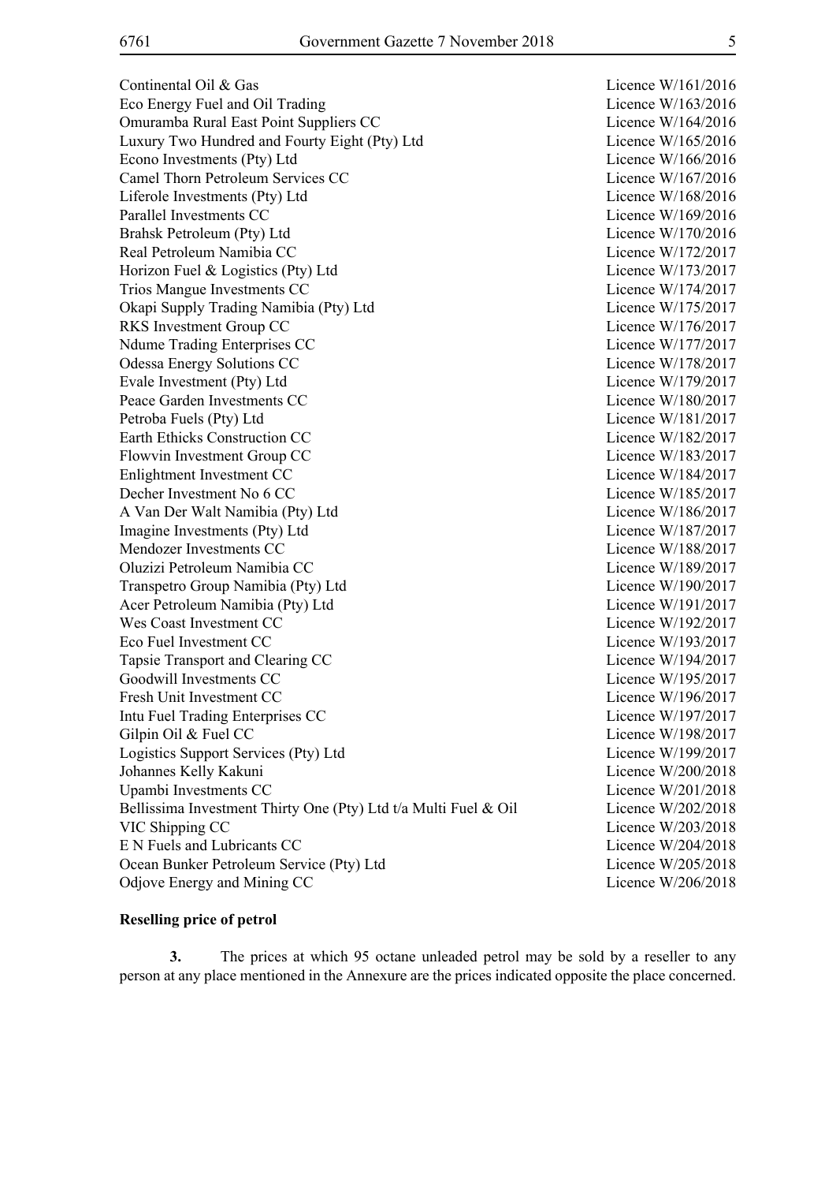| | |
|---|---|
| Continental Oil & Gas | Licence W/161/2016 |
| Eco Energy Fuel and Oil Trading | Licence W/163/2016 |
| Omuramba Rural East Point Suppliers CC | Licence W/164/2016 |
| Luxury Two Hundred and Fourty Eight (Pty) Ltd | Licence W/165/2016 |
| Econo Investments (Pty) Ltd | Licence W/166/2016 |
| Camel Thorn Petroleum Services CC | Licence W/167/2016 |
| Liferole Investments (Pty) Ltd | Licence W/168/2016 |
| Parallel Investments CC | Licence W/169/2016 |
| Brahsk Petroleum (Pty) Ltd | Licence W/170/2016 |
| Real Petroleum Namibia CC | Licence W/172/2017 |
| Horizon Fuel & Logistics (Pty) Ltd | Licence W/173/2017 |
| Trios Mangue Investments CC | Licence W/174/2017 |
| Okapi Supply Trading Namibia (Pty) Ltd | Licence W/175/2017 |
| RKS Investment Group CC | Licence W/176/2017 |
| Ndume Trading Enterprises CC | Licence W/177/2017 |
| Odessa Energy Solutions CC | Licence W/178/2017 |
| Evale Investment (Pty) Ltd | Licence W/179/2017 |
| Peace Garden Investments CC | Licence W/180/2017 |
| Petroba Fuels (Pty) Ltd | Licence W/181/2017 |
| Earth Ethicks Construction CC | Licence W/182/2017 |
| Flowvin Investment Group CC | Licence W/183/2017 |
| Enlightment Investment CC | Licence W/184/2017 |
| Decher Investment No 6 CC | Licence W/185/2017 |
| A Van Der Walt Namibia (Pty) Ltd | Licence W/186/2017 |
| Imagine Investments (Pty) Ltd | Licence W/187/2017 |
| Mendozer Investments CC | Licence W/188/2017 |
| Oluzizi Petroleum Namibia CC | Licence W/189/2017 |
| Transpetro Group Namibia (Pty) Ltd | Licence W/190/2017 |
| Acer Petroleum Namibia (Pty) Ltd | Licence W/191/2017 |
| Wes Coast Investment CC | Licence W/192/2017 |
| Eco Fuel Investment CC | Licence W/193/2017 |
| Tapsie Transport and Clearing CC | Licence W/194/2017 |
| Goodwill Investments CC | Licence W/195/2017 |
| Fresh Unit Investment CC | Licence W/196/2017 |
| Intu Fuel Trading Enterprises CC | Licence W/197/2017 |
| Gilpin Oil & Fuel CC | Licence W/198/2017 |
| Logistics Support Services (Pty) Ltd | Licence W/199/2017 |
| Johannes Kelly Kakuni | Licence W/200/2018 |
| Upambi Investments CC | Licence W/201/2018 |
| Bellissima Investment Thirty One (Pty) Ltd t/a Multi Fuel & Oil | Licence W/202/2018 |
| VIC Shipping CC | Licence W/203/2018 |
| E N Fuels and Lubricants CC | Licence W/204/2018 |
| Ocean Bunker Petroleum Service (Pty) Ltd | Licence W/205/2018 |
| Odjove Energy and Mining CC | Licence W/206/2018 |

**Reselling price of petrol**

**3.** The prices at which 95 octane unleaded petrol may be sold by a reseller to any person at any place mentioned in the Annexure are the prices indicated opposite the place concerned.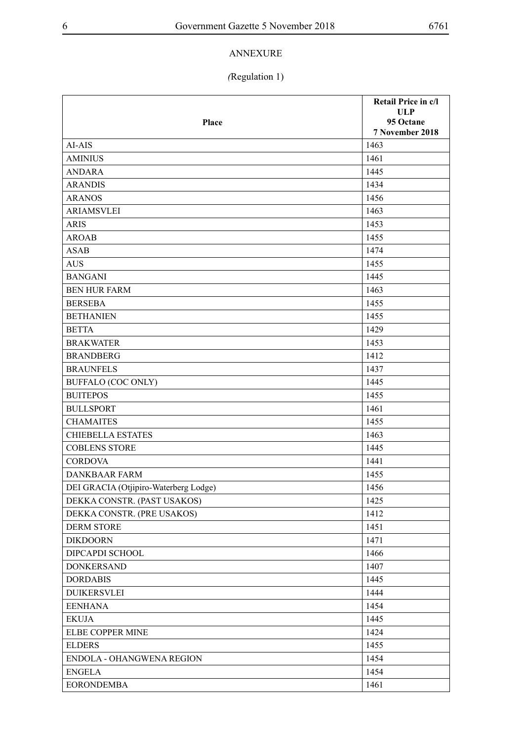# ANNEXURE

*(*Regulation 1)

| Place | Retail Price in c/l ULP 95 Octane 7 November 2018 |
|---|---|
| AI-AIS | 1463 |
| AMINIUS | 1461 |
| ANDARA | 1445 |
| ARANDIS | 1434 |
| ARANOS | 1456 |
| ARIAMSVLEI | 1463 |
| ARIS | 1453 |
| AROAB | 1455 |
| ASAB | 1474 |
| AUS | 1455 |
| BANGANI | 1445 |
| BEN HUR FARM | 1463 |
| BERSEBA | 1455 |
| BETHANIEN | 1455 |
| BETTA | 1429 |
| BRAKWATER | 1453 |
| BRANDBERG | 1412 |
| BRAUNFELS | 1437 |
| BUFFALO (COC ONLY) | 1445 |
| BUITEPOS | 1455 |
| BULLSPORT | 1461 |
| CHAMAITES | 1455 |
| CHIEBELLA ESTATES | 1463 |
| COBLENS STORE | 1445 |
| CORDOVA | 1441 |
| DANKBAAR FARM | 1455 |
| DEI GRACIA (Otjipiro-Waterberg Lodge) | 1456 |
| DEKKA CONSTR. (PAST USAKOS) | 1425 |
| DEKKA CONSTR. (PRE USAKOS) | 1412 |
| DERM STORE | 1451 |
| DIKDOORN | 1471 |
| DIPCAPDI SCHOOL | 1466 |
| DONKERSAND | 1407 |
| DORDABIS | 1445 |
| DUIKERSVLEI | 1444 |
| EENHANA | 1454 |
| EKUJA | 1445 |
| ELBE COPPER MINE | 1424 |
| ELDERS | 1455 |
| ENDOLA - OHANGWENA REGION | 1454 |
| ENGELA | 1454 |
| EORONDEMBA | 1461 |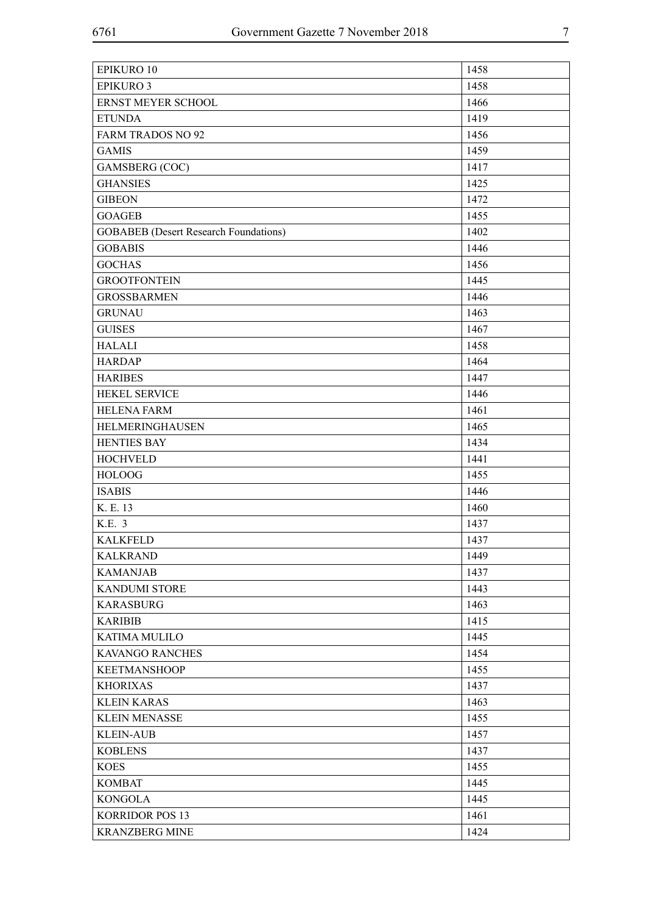| | |
|---|---|
| EPIKURO 10 | 1458 |
| EPIKURO 3 | 1458 |
| ERNST MEYER SCHOOL | 1466 |
| ETUNDA | 1419 |
| FARM TRADOS NO 92 | 1456 |
| GAMIS | 1459 |
| GAMSBERG (COC) | 1417 |
| GHANSIES | 1425 |
| GIBEON | 1472 |
| GOAGEB | 1455 |
| GOBABEB (Desert Research Foundations) | 1402 |
| GOBABIS | 1446 |
| GOCHAS | 1456 |
| GROOTFONTEIN | 1445 |
| GROSSBARMEN | 1446 |
| GRUNAU | 1463 |
| GUISES | 1467 |
| HALALI | 1458 |
| HARDAP | 1464 |
| HARIBES | 1447 |
| HEKEL SERVICE | 1446 |
| HELENA FARM | 1461 |
| HELMERINGHAUSEN | 1465 |
| HENTIES BAY | 1434 |
| HOCHVELD | 1441 |
| HOLOOG | 1455 |
| ISABIS | 1446 |
| K. E. 13 | 1460 |
| K.E. 3 | 1437 |
| KALKFELD | 1437 |
| KALKRAND | 1449 |
| KAMANJAB | 1437 |
| KANDUMI STORE | 1443 |
| KARASBURG | 1463 |
| KARIBIB | 1415 |
| KATIMA MULILO | 1445 |
| KAVANGO RANCHES | 1454 |
| KEETMANSHOOP | 1455 |
| KHORIXAS | 1437 |
| KLEIN KARAS | 1463 |
| KLEIN MENASSE | 1455 |
| KLEIN-AUB | 1457 |
| KOBLENS | 1437 |
| KOES | 1455 |
| KOMBAT | 1445 |
| KONGOLA | 1445 |
| KORRIDOR POS 13 | 1461 |
| KRANZBERG MINE | 1424 |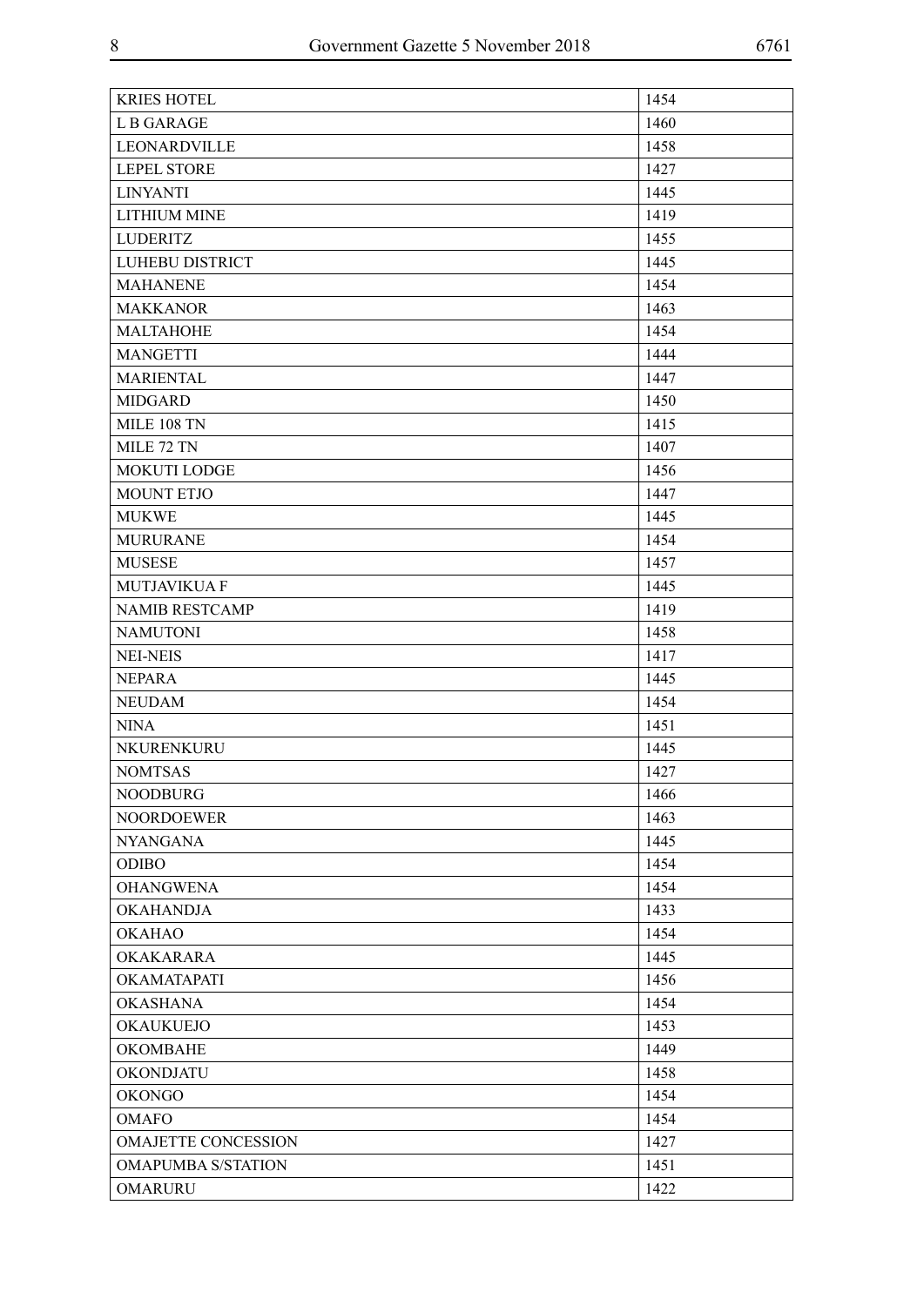| | |
|---|---|
| KRIES HOTEL | 1454 |
| L B GARAGE | 1460 |
| LEONARDVILLE | 1458 |
| LEPEL STORE | 1427 |
| LINYANTI | 1445 |
| LITHIUM MINE | 1419 |
| LUDERITZ | 1455 |
| LUHEBU DISTRICT | 1445 |
| MAHANENE | 1454 |
| MAKKANOR | 1463 |
| MALTAHOHE | 1454 |
| MANGETTI | 1444 |
| MARIENTAL | 1447 |
| MIDGARD | 1450 |
| MILE 108 TN | 1415 |
| MILE 72 TN | 1407 |
| MOKUTI LODGE | 1456 |
| MOUNT ETJO | 1447 |
| MUKWE | 1445 |
| MURURANE | 1454 |
| MUSESE | 1457 |
| MUTJAVIKUA F | 1445 |
| NAMIB RESTCAMP | 1419 |
| NAMUTONI | 1458 |
| NEI-NEIS | 1417 |
| NEPARA | 1445 |
| NEUDAM | 1454 |
| NINA | 1451 |
| NKURENKURU | 1445 |
| NOMTSAS | 1427 |
| NOODBURG | 1466 |
| NOORDOEWER | 1463 |
| NYANGANA | 1445 |
| ODIBO | 1454 |
| OHANGWENA | 1454 |
| OKAHANDJA | 1433 |
| OKAHAO | 1454 |
| OKAKARARA | 1445 |
| OKAMATAPATI | 1456 |
| OKASHANA | 1454 |
| OKAUKUEJO | 1453 |
| OKOMBAHE | 1449 |
| OKONDJATU | 1458 |
| OKONGO | 1454 |
| OMAFO | 1454 |
| OMAJETTE CONCESSION | 1427 |
| OMAPUMBA S/STATION | 1451 |
| OMARURU | 1422 |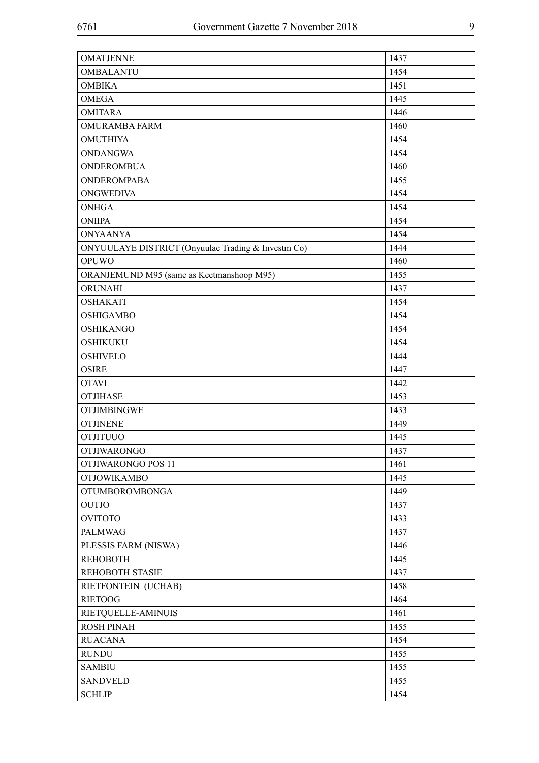| OMATJENNE | 1437 |
|---|---|
| OMBALANTU | 1454 |
| OMBIKA | 1451 |
| OMEGA | 1445 |
| OMITARA | 1446 |
| OMURAMBA FARM | 1460 |
| OMUTHIYA | 1454 |
| ONDANGWA | 1454 |
| ONDEROMBUA | 1460 |
| ONDEROMPABA | 1455 |
| ONGWEDIVA | 1454 |
| ONHGA | 1454 |
| ONIIPA | 1454 |
| ONYAANYA | 1454 |
| ONYUULAYE DISTRICT (Onyuulae Trading & Investm Co) | 1444 |
| OPUWO | 1460 |
| ORANJEMUND M95 (same as Keetmanshoop M95) | 1455 |
| ORUNAHI | 1437 |
| OSHAKATI | 1454 |
| OSHIGAMBO | 1454 |
| OSHIKANGO | 1454 |
| OSHIKUKU | 1454 |
| OSHIVELO | 1444 |
| OSIRE | 1447 |
| OTAVI | 1442 |
| OTJIHASE | 1453 |
| OTJIMBINGWE | 1433 |
| OTJINENE | 1449 |
| OTJITUUO | 1445 |
| OTJIWARONGO | 1437 |
| OTJIWARONGO POS 11 | 1461 |
| OTJOWIKAMBO | 1445 |
| OTUMBOROMBONGA | 1449 |
| OUTJO | 1437 |
| OVITOTO | 1433 |
| PALMWAG | 1437 |
| PLESSIS FARM (NISWA) | 1446 |
| REHOBOTH | 1445 |
| REHOBOTH STASIE | 1437 |
| RIETFONTEIN (UCHAB) | 1458 |
| RIETOOG | 1464 |
| RIETQUELLE-AMINUIS | 1461 |
| ROSH PINAH | 1455 |
| RUACANA | 1454 |
| RUNDU | 1455 |
| SAMBIU | 1455 |
| SANDVELD | 1455 |
| SCHLIP | 1454 |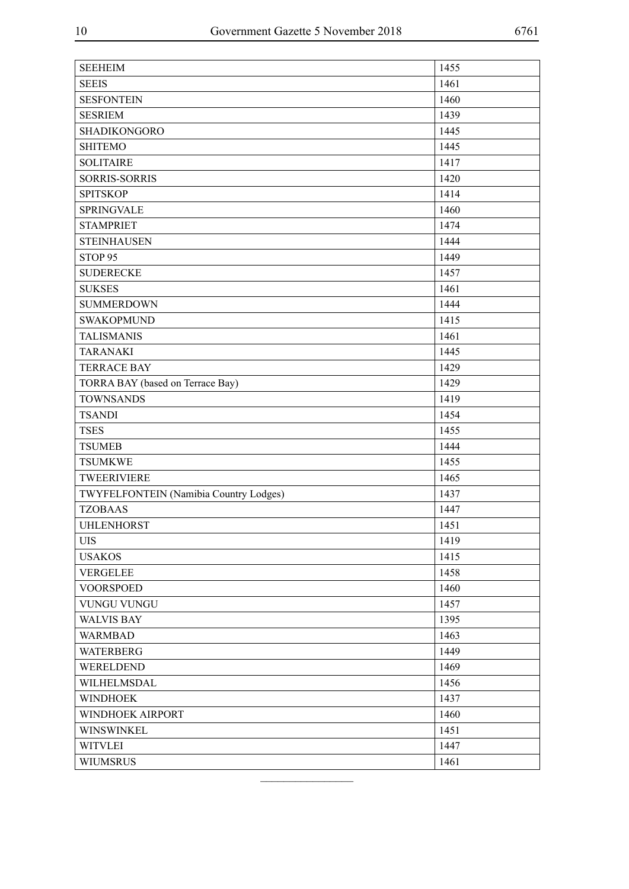| | |
|---|---|
| SEEHEIM | 1455 |
| SEEIS | 1461 |
| SESFONTEIN | 1460 |
| SESRIEM | 1439 |
| SHADIKONGORO | 1445 |
| SHITEMO | 1445 |
| SOLITAIRE | 1417 |
| SORRIS-SORRIS | 1420 |
| SPITSKOP | 1414 |
| SPRINGVALE | 1460 |
| STAMPRIET | 1474 |
| STEINHAUSEN | 1444 |
| STOP 95 | 1449 |
| SUDERECKE | 1457 |
| SUKSES | 1461 |
| SUMMERDOWN | 1444 |
| SWAKOPMUND | 1415 |
| TALISMANIS | 1461 |
| TARANAKI | 1445 |
| TERRACE BAY | 1429 |
| TORRA BAY (based on Terrace Bay) | 1429 |
| TOWNSANDS | 1419 |
| TSANDI | 1454 |
| TSES | 1455 |
| TSUMEB | 1444 |
| TSUMKWE | 1455 |
| TWEERIVIERE | 1465 |
| TWYFELFONTEIN (Namibia Country Lodges) | 1437 |
| TZOBAAS | 1447 |
| UHLENHORST | 1451 |
| UIS | 1419 |
| USAKOS | 1415 |
| VERGELEE | 1458 |
| VOORSPOED | 1460 |
| VUNGU VUNGU | 1457 |
| WALVIS BAY | 1395 |
| WARMBAD | 1463 |
| WATERBERG | 1449 |
| WERELDEND | 1469 |
| WILHELMSDAL | 1456 |
| WINDHOEK | 1437 |
| WINDHOEK AIRPORT | 1460 |
| WINSWINKEL | 1451 |
| WITVLEI | 1447 |
| WIUMSRUS | 1461 |

________________